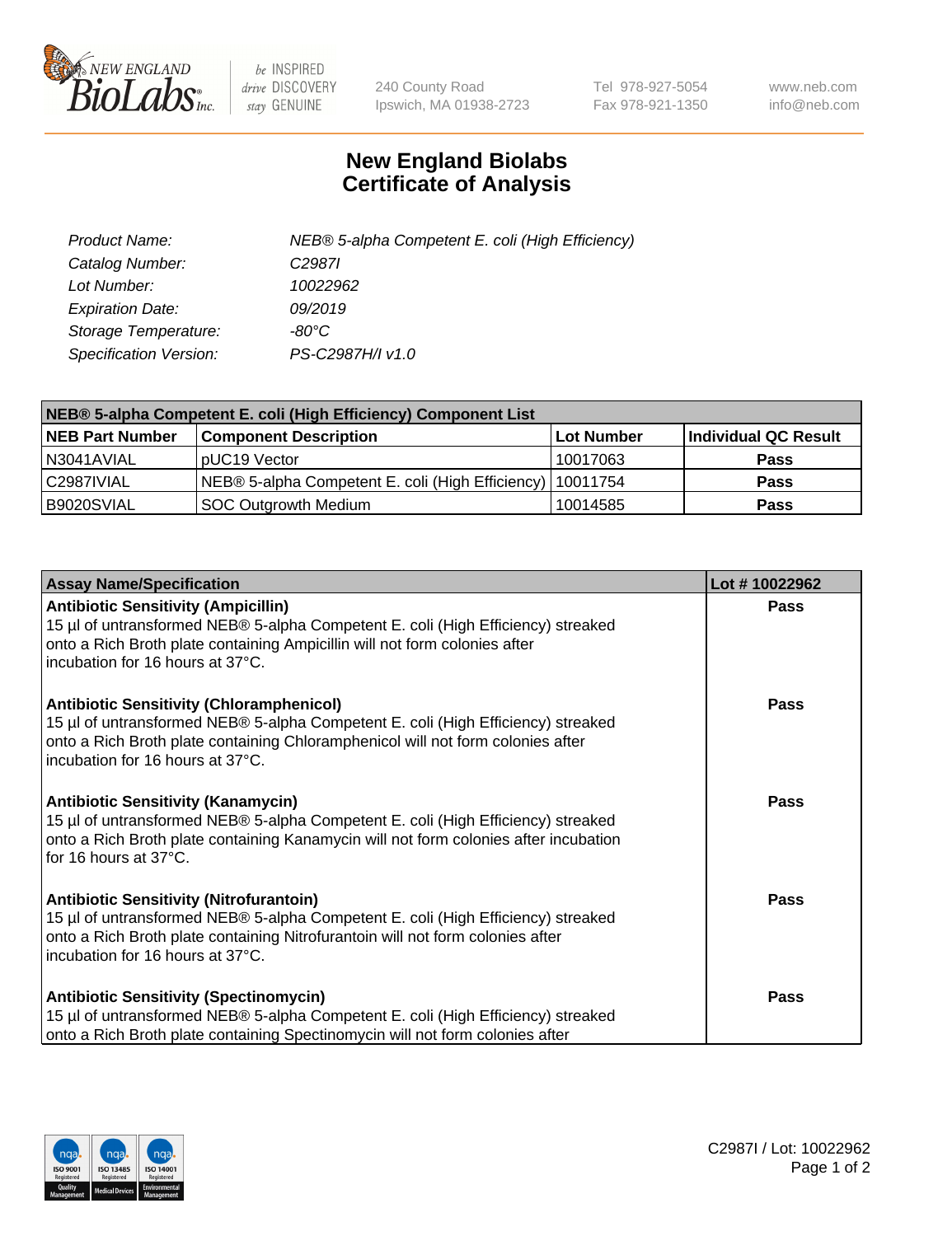# New England Biolabs
# Certificate of Analysis

| | |
|---|---|
| *Product Name:* | *NEB® 5-alpha Competent E. coli (High Efficiency)* |
| *Catalog Number:* | *C2987I* |
| *Lot Number:* | *10022962* |
| *Expiration Date:* | *09/2019* |
| *Storage Temperature:* | *-80°C* |
| *Specification Version:* | *PS-C2987H/I v1.0* |

| NEB® 5-alpha Competent E. coli (High Efficiency) Component List | | | |
|---|---|---|---|
| **NEB Part Number** | **Component Description** | **Lot Number** | **Individual QC Result** |
| N3041AVIAL | pUC19 Vector | 10017063 | **Pass** |
| C2987IVIAL | NEB® 5-alpha Competent E. coli (High Efficiency) | 10011754 | **Pass** |
| B9020SVIAL | SOC Outgrowth Medium | 10014585 | **Pass** |

| Assay Name/Specification | Lot # 10022962 |
|---|---|
| **Antibiotic Sensitivity (Ampicillin)**<br>15 µl of untransformed NEB® 5-alpha Competent E. coli (High Efficiency) streaked onto a Rich Broth plate containing Ampicillin will not form colonies after incubation for 16 hours at 37°C. | **Pass** |
| **Antibiotic Sensitivity (Chloramphenicol)**<br>15 µl of untransformed NEB® 5-alpha Competent E. coli (High Efficiency) streaked onto a Rich Broth plate containing Chloramphenicol will not form colonies after incubation for 16 hours at 37°C. | **Pass** |
| **Antibiotic Sensitivity (Kanamycin)**<br>15 µl of untransformed NEB® 5-alpha Competent E. coli (High Efficiency) streaked onto a Rich Broth plate containing Kanamycin will not form colonies after incubation for 16 hours at 37°C. | **Pass** |
| **Antibiotic Sensitivity (Nitrofurantoin)**<br>15 µl of untransformed NEB® 5-alpha Competent E. coli (High Efficiency) streaked onto a Rich Broth plate containing Nitrofurantoin will not form colonies after incubation for 16 hours at 37°C. | **Pass** |
| **Antibiotic Sensitivity (Spectinomycin)**<br>15 µl of untransformed NEB® 5-alpha Competent E. coli (High Efficiency) streaked onto a Rich Broth plate containing Spectinomycin will not form colonies after | **Pass** |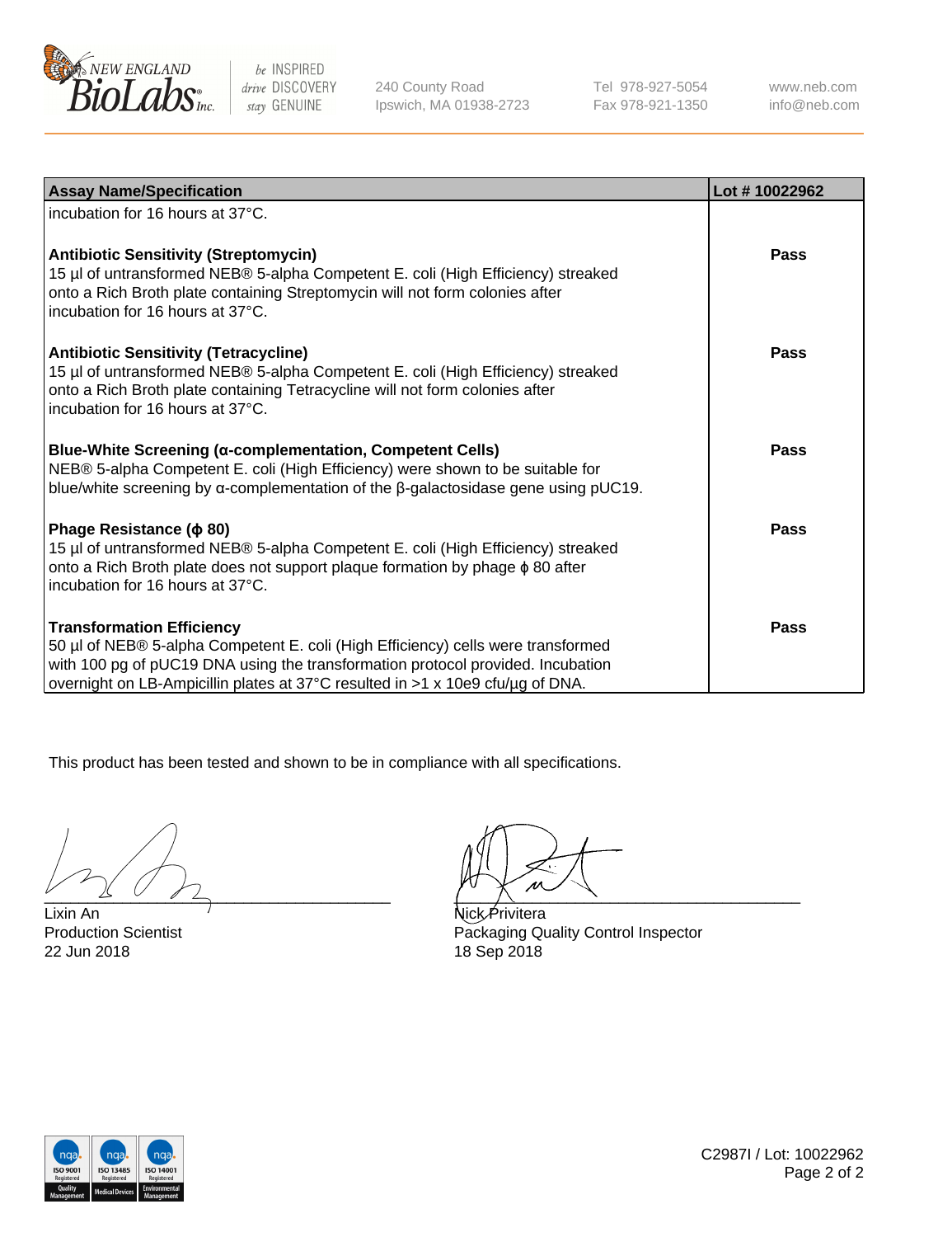| Assay Name/Specification | Lot # 10022962 |
| --- | --- |
| incubation for 16 hours at 37°C. | |
| **Antibiotic Sensitivity (Streptomycin)**<br>15 µl of untransformed NEB® 5-alpha Competent E. coli (High Efficiency) streaked onto a Rich Broth plate containing Streptomycin will not form colonies after incubation for 16 hours at 37°C. | **Pass** |
| **Antibiotic Sensitivity (Tetracycline)**<br>15 µl of untransformed NEB® 5-alpha Competent E. coli (High Efficiency) streaked onto a Rich Broth plate containing Tetracycline will not form colonies after incubation for 16 hours at 37°C. | **Pass** |
| **Blue-White Screening (α-complementation, Competent Cells)**<br>NEB® 5-alpha Competent E. coli (High Efficiency) were shown to be suitable for blue/white screening by α-complementation of the β-galactosidase gene using pUC19. | **Pass** |
| **Phage Resistance (ϕ 80)**<br>15 µl of untransformed NEB® 5-alpha Competent E. coli (High Efficiency) streaked onto a Rich Broth plate does not support plaque formation by phage ϕ 80 after incubation for 16 hours at 37°C. | **Pass** |
| **Transformation Efficiency**<br>50 µl of NEB® 5-alpha Competent E. coli (High Efficiency) cells were transformed with 100 pg of pUC19 DNA using the transformation protocol provided. Incubation overnight on LB-Ampicillin plates at 37°C resulted in >1 x 10e9 cfu/µg of DNA. | **Pass** |

This product has been tested and shown to be in compliance with all specifications.

Lixin An
Production Scientist
22 Jun 2018

Nick Privitera
Packaging Quality Control Inspector
18 Sep 2018

C2987I / Lot: 10022962